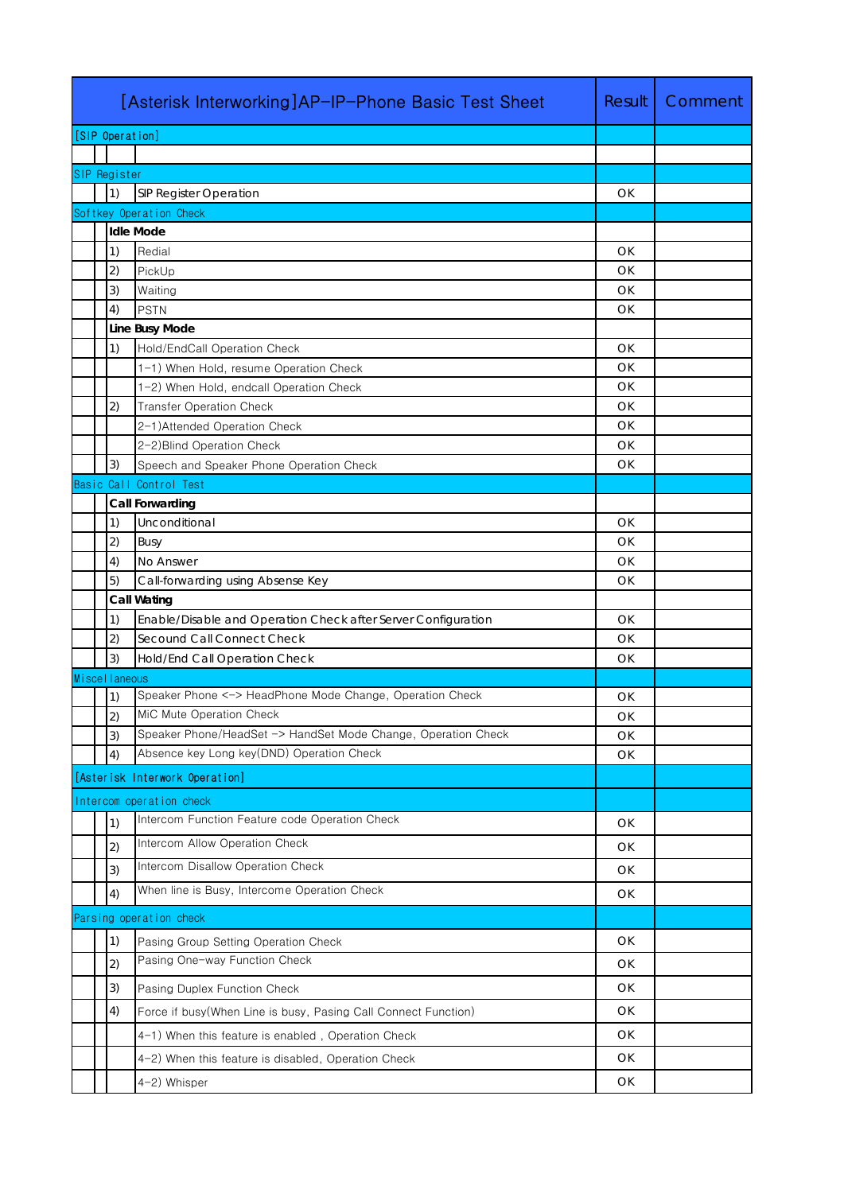| [Asterisk Interworking]AP-IP-Phone Basic Test Sheet | | | Result | Comment |
|---|---|---|---|---|
| [SIP Operation] | | | | |
| | | | | |
| SIP Register | | | | |
| | 1) | SIP Register Operation | OK | |
| Softkey Operation Check | | | | |
| | **Idle Mode** | | | |
| | 1) | Redial | OK | |
| | 2) | PickUp | OK | |
| | 3) | Waiting | OK | |
| | 4) | PSTN | OK | |
| | **Line Busy Mode** | | | |
| | 1) | Hold/EndCall Operation Check | OK | |
| | | 1-1) When Hold, resume Operation Check | OK | |
| | | 1-2) When Hold, endcall Operation Check | OK | |
| | 2) | Transfer Operation Check | OK | |
| | | 2-1)Attended Operation Check | OK | |
| | | 2-2)Blind Operation Check | OK | |
| | 3) | Speech and Speaker Phone Operation Check | OK | |
| Basic Call Control Test | | | | |
| | **Call Forwarding** | | | |
| | 1) | Unconditional | OK | |
| | 2) | Busy | OK | |
| | 4) | No Answer | OK | |
| | 5) | Call-forwarding using Absense Key | OK | |
| | **Call Wating** | | | |
| | 1) | Enable/Disable and Operation Check after Server Configuration | OK | |
| | 2) | Secound Call Connect Check | OK | |
| | 3) | Hold/End Call Operation Check | OK | |
| Miscellaneous | | | | |
| | 1) | Speaker Phone <-> HeadPhone Mode Change, Operation Check | OK | |
| | 2) | MiC Mute Operation Check | OK | |
| | 3) | Speaker Phone/HeadSet -> HandSet Mode Change, Operation Check | OK | |
| | 4) | Absence key Long key(DND) Operation Check | OK | |
| [Asterisk Interwork Operation] | | | | |
| Intercom operation check | | | | |
| | 1) | Intercom Function Feature code Operation Check | OK | |
| | 2) | Intercom Allow Operation Check | OK | |
| | 3) | Intercom Disallow Operation Check | OK | |
| | 4) | When line is Busy, Intercome Operation Check | OK | |
| Parsing operation check | | | | |
| | 1) | Pasing Group Setting Operation Check | OK | |
| | 2) | Pasing One-way Function Check | OK | |
| | 3) | Pasing Duplex Function Check | OK | |
| | 4) | Force if busy(When Line is busy, Pasing Call Connect Function) | OK | |
| | | 4-1) When this feature is enabled , Operation Check | OK | |
| | | 4-2) When this feature is disabled, Operation Check | OK | |
| | | 4-2) Whisper | OK | |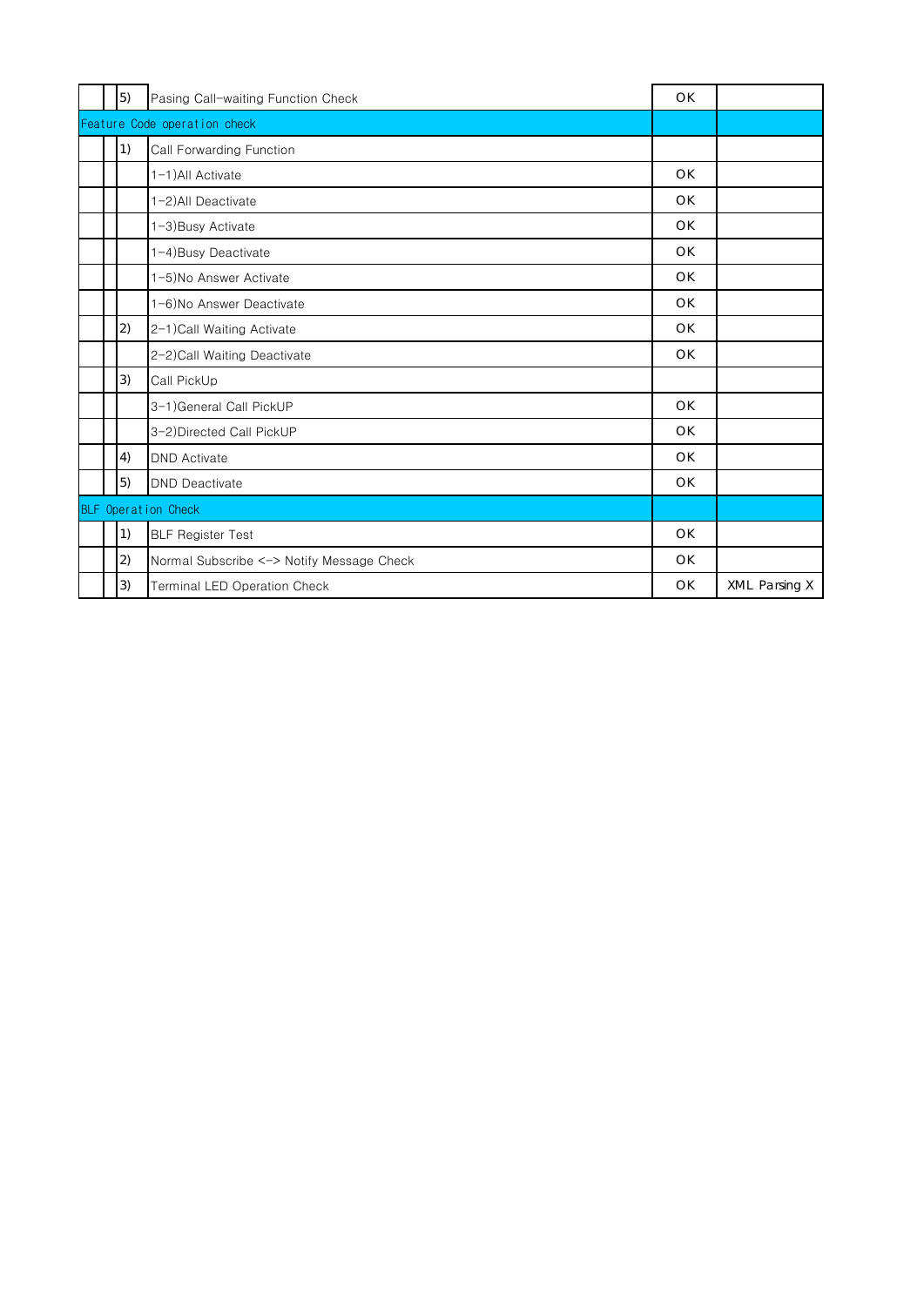| | | | | |
|---|---|---|---|---|
| | 5) | Pasing Call-waiting Function Check | OK | |
| Feature Code operation check | | | | |
| | 1) | Call Forwarding Function | | |
| | | 1-1)All Activate | OK | |
| | | 1-2)All Deactivate | OK | |
| | | 1-3)Busy Activate | OK | |
| | | 1-4)Busy Deactivate | OK | |
| | | 1-5)No Answer Activate | OK | |
| | | 1-6)No Answer Deactivate | OK | |
| | 2) | 2-1)Call Waiting Activate | OK | |
| | | 2-2)Call Waiting Deactivate | OK | |
| | 3) | Call PickUp | | |
| | | 3-1)General Call PickUP | OK | |
| | | 3-2)Directed Call PickUP | OK | |
| | 4) | DND Activate | OK | |
| | 5) | DND Deactivate | OK | |
| BLF Operation Check | | | | |
| | 1) | BLF Register Test | OK | |
| | 2) | Normal Subscribe <-> Notify Message Check | OK | |
| | 3) | Terminal LED Operation Check | OK | XML Parsing X |